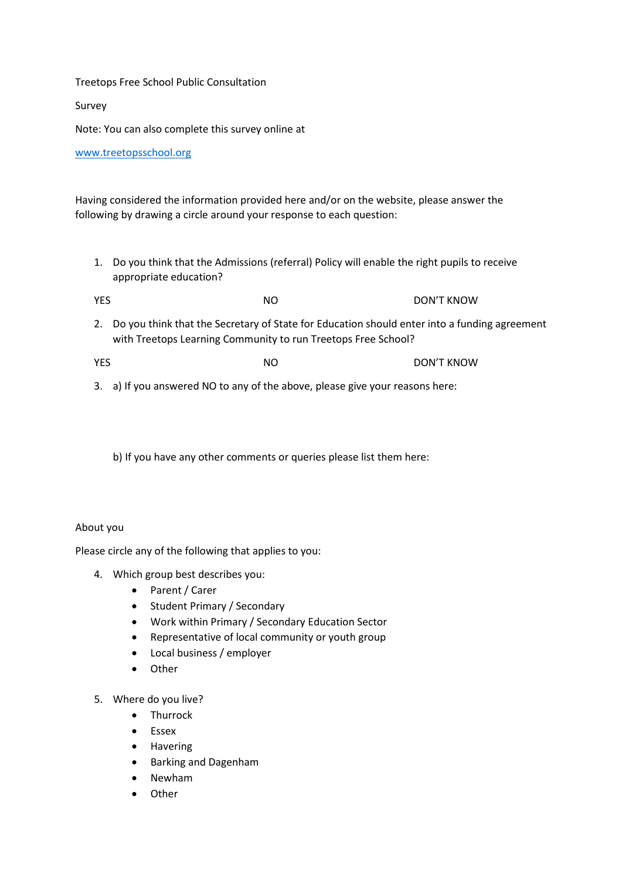Treetops Free School Public Consultation

Survey

Note: You can also complete this survey online at

[www.treetopsschool.org](http://www.treetopsschool.org)

Having considered the information provided here and/or on the website, please answer the following by drawing a circle around your response to each question:

1. Do you think that the Admissions (referral) Policy will enable the right pupils to receive appropriate education?

YES NO DON'T KNOW

2. Do you think that the Secretary of State for Education should enter into a funding agreement with Treetops Learning Community to run Treetops Free School?

YES NO DON'T KNOW

3. a) If you answered NO to any of the above, please give your reasons here:

   b) If you have any other comments or queries please list them here:

About you

Please circle any of the following that applies to you:

4. Which group best describes you:
   - Parent / Carer
   - Student Primary / Secondary
   - Work within Primary / Secondary Education Sector
   - Representative of local community or youth group
   - Local business / employer
   - Other

5. Where do you live?
   - Thurrock
   - Essex
   - Havering
   - Barking and Dagenham
   - Newham
   - Other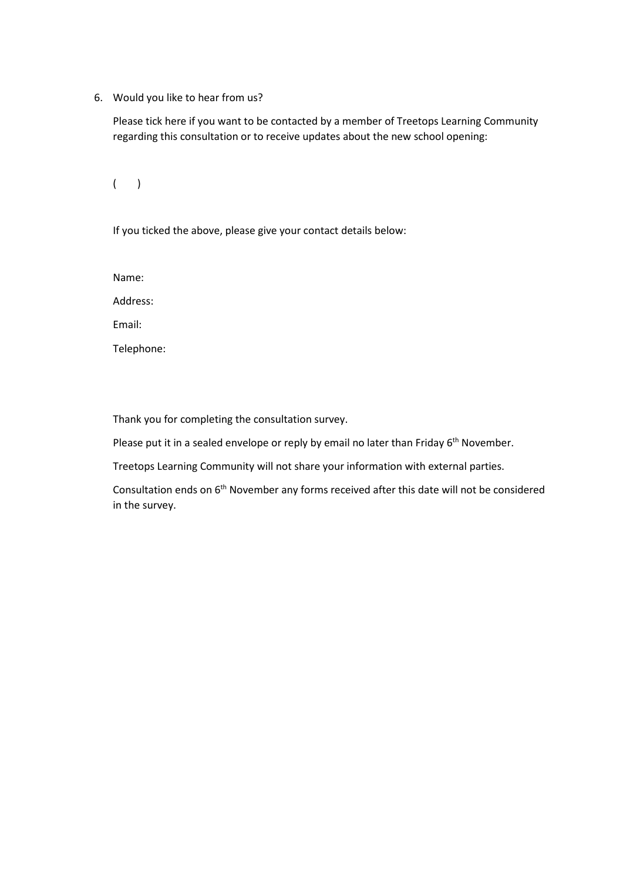6. Would you like to hear from us?

   Please tick here if you want to be contacted by a member of Treetops Learning Community regarding this consultation or to receive updates about the new school opening:

   (   )

   If you ticked the above, please give your contact details below:

   Name:

   Address:

   Email:

   Telephone:

Thank you for completing the consultation survey.

Please put it in a sealed envelope or reply by email no later than Friday 6th November.

Treetops Learning Community will not share your information with external parties.

Consultation ends on 6th November any forms received after this date will not be considered in the survey.